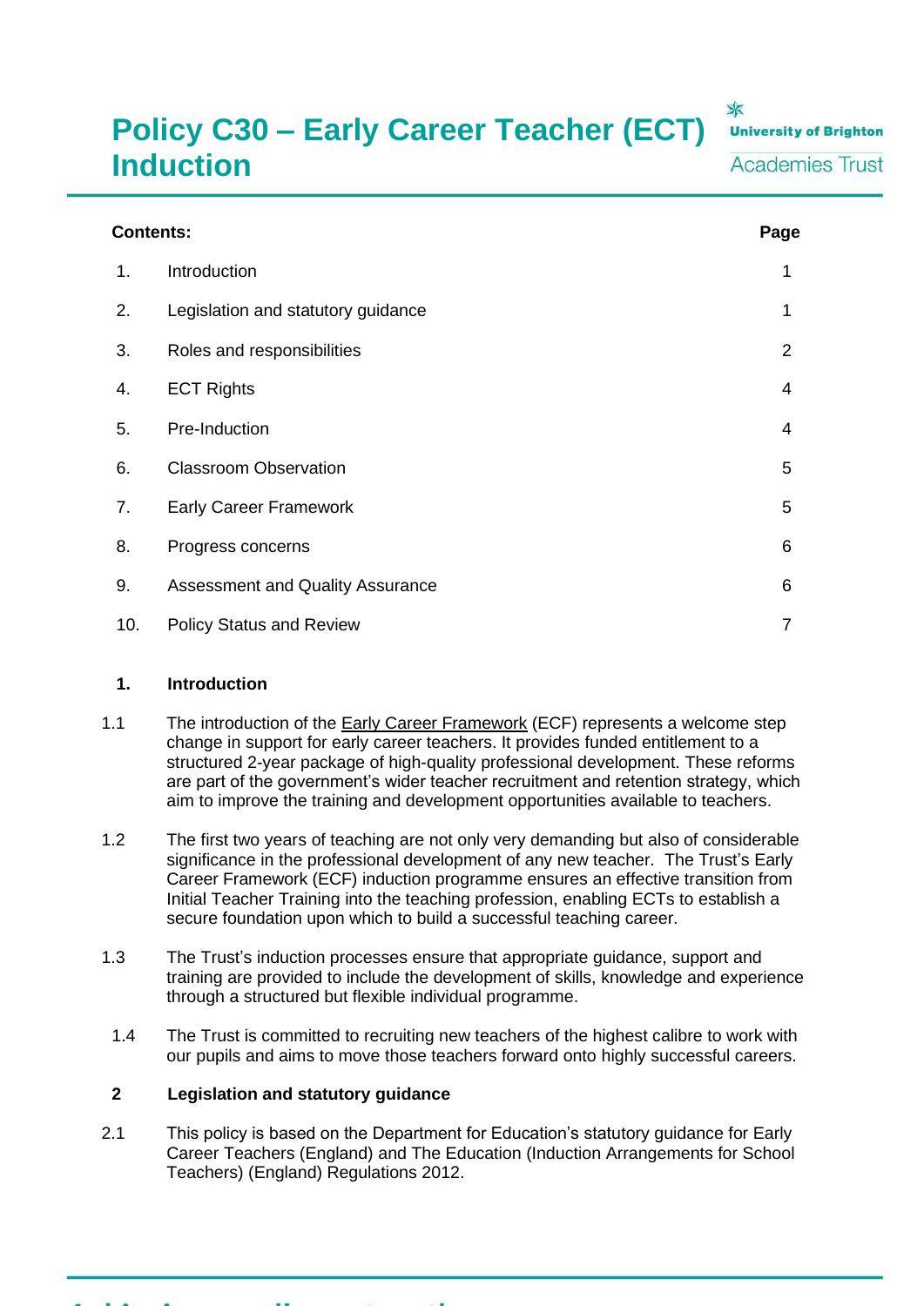# Policy C30 – Early Career Teacher (ECT) Induction

University of Brighton Academies Trust

| Contents: | | Page |
|---|---|---|
| 1. | Introduction | 1 |
| 2. | Legislation and statutory guidance | 1 |
| 3. | Roles and responsibilities | 2 |
| 4. | ECT Rights | 4 |
| 5. | Pre-Induction | 4 |
| 6. | Classroom Observation | 5 |
| 7. | Early Career Framework | 5 |
| 8. | Progress concerns | 6 |
| 9. | Assessment and Quality Assurance | 6 |
| 10. | Policy Status and Review | 7 |

## 1. Introduction

1.1 The introduction of the Early Career Framework (ECF) represents a welcome step change in support for early career teachers. It provides funded entitlement to a structured 2-year package of high-quality professional development. These reforms are part of the government's wider teacher recruitment and retention strategy, which aim to improve the training and development opportunities available to teachers.

1.2 The first two years of teaching are not only very demanding but also of considerable significance in the professional development of any new teacher. The Trust's Early Career Framework (ECF) induction programme ensures an effective transition from Initial Teacher Training into the teaching profession, enabling ECTs to establish a secure foundation upon which to build a successful teaching career.

1.3 The Trust's induction processes ensure that appropriate guidance, support and training are provided to include the development of skills, knowledge and experience through a structured but flexible individual programme.

1.4 The Trust is committed to recruiting new teachers of the highest calibre to work with our pupils and aims to move those teachers forward onto highly successful careers.

## 2 Legislation and statutory guidance

2.1 This policy is based on the Department for Education's statutory guidance for Early Career Teachers (England) and The Education (Induction Arrangements for School Teachers) (England) Regulations 2012.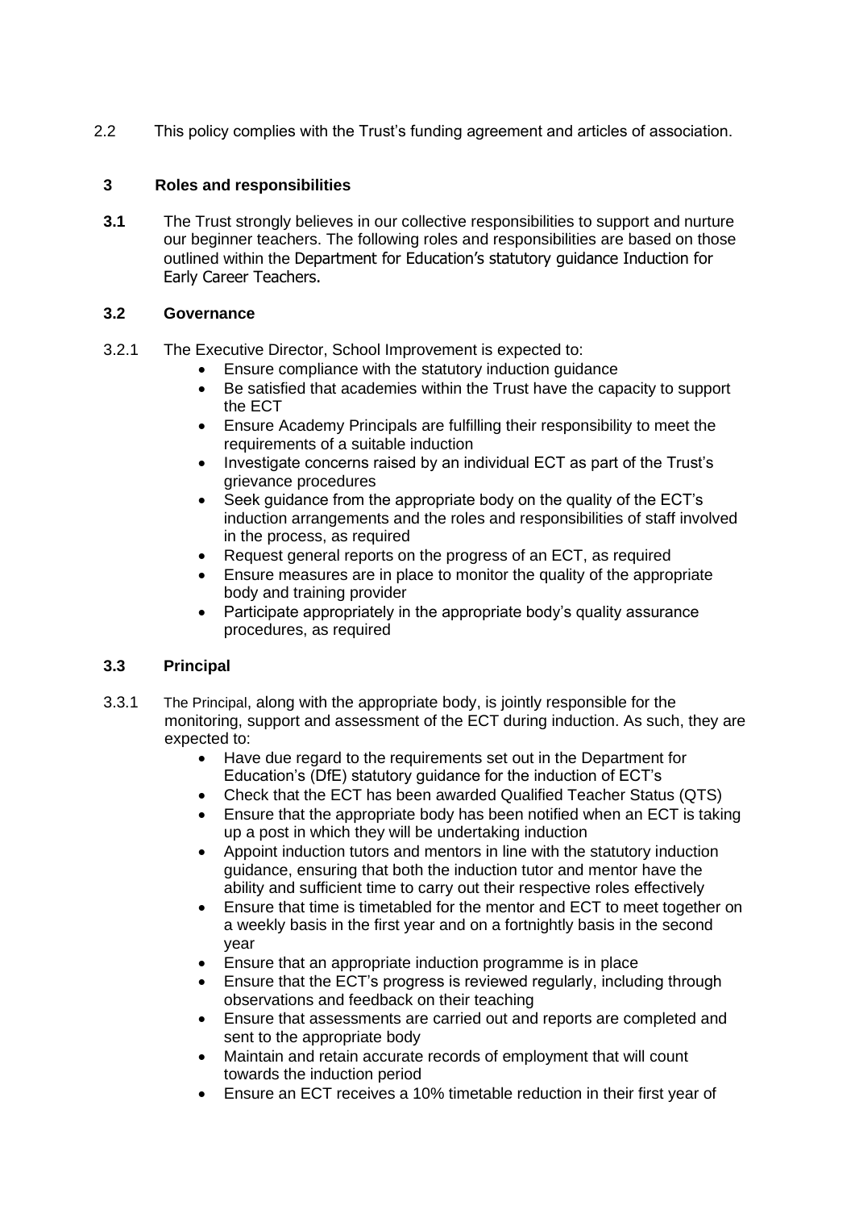2.2 This policy complies with the Trust's funding agreement and articles of association.

## 3 Roles and responsibilities

**3.1** The Trust strongly believes in our collective responsibilities to support and nurture our beginner teachers. The following roles and responsibilities are based on those outlined within the Department for Education's statutory guidance Induction for Early Career Teachers.

### 3.2 Governance

3.2.1 The Executive Director, School Improvement is expected to:

- Ensure compliance with the statutory induction guidance
- Be satisfied that academies within the Trust have the capacity to support the ECT
- Ensure Academy Principals are fulfilling their responsibility to meet the requirements of a suitable induction
- Investigate concerns raised by an individual ECT as part of the Trust's grievance procedures
- Seek guidance from the appropriate body on the quality of the ECT's induction arrangements and the roles and responsibilities of staff involved in the process, as required
- Request general reports on the progress of an ECT, as required
- Ensure measures are in place to monitor the quality of the appropriate body and training provider
- Participate appropriately in the appropriate body's quality assurance procedures, as required

### 3.3 Principal

3.3.1 The Principal, along with the appropriate body, is jointly responsible for the monitoring, support and assessment of the ECT during induction. As such, they are expected to:

- Have due regard to the requirements set out in the Department for Education's (DfE) statutory guidance for the induction of ECT's
- Check that the ECT has been awarded Qualified Teacher Status (QTS)
- Ensure that the appropriate body has been notified when an ECT is taking up a post in which they will be undertaking induction
- Appoint induction tutors and mentors in line with the statutory induction guidance, ensuring that both the induction tutor and mentor have the ability and sufficient time to carry out their respective roles effectively
- Ensure that time is timetabled for the mentor and ECT to meet together on a weekly basis in the first year and on a fortnightly basis in the second year
- Ensure that an appropriate induction programme is in place
- Ensure that the ECT's progress is reviewed regularly, including through observations and feedback on their teaching
- Ensure that assessments are carried out and reports are completed and sent to the appropriate body
- Maintain and retain accurate records of employment that will count towards the induction period
- Ensure an ECT receives a 10% timetable reduction in their first year of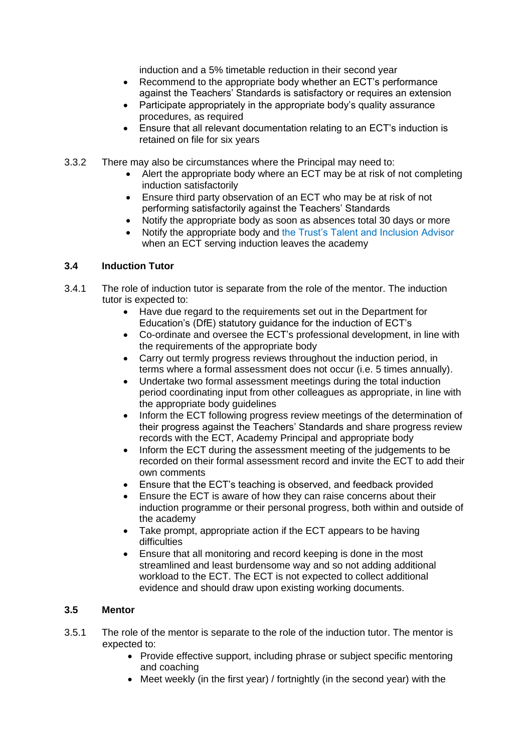induction and a 5% timetable reduction in their second year

- Recommend to the appropriate body whether an ECT's performance against the Teachers' Standards is satisfactory or requires an extension
- Participate appropriately in the appropriate body's quality assurance procedures, as required
- Ensure that all relevant documentation relating to an ECT's induction is retained on file for six years

3.3.2 There may also be circumstances where the Principal may need to:

- Alert the appropriate body where an ECT may be at risk of not completing induction satisfactorily
- Ensure third party observation of an ECT who may be at risk of not performing satisfactorily against the Teachers' Standards
- Notify the appropriate body as soon as absences total 30 days or more
- Notify the appropriate body and the Trust's Talent and Inclusion Advisor when an ECT serving induction leaves the academy

### 3.4 Induction Tutor

3.4.1 The role of induction tutor is separate from the role of the mentor. The induction tutor is expected to:

- Have due regard to the requirements set out in the Department for Education's (DfE) statutory guidance for the induction of ECT's
- Co-ordinate and oversee the ECT's professional development, in line with the requirements of the appropriate body
- Carry out termly progress reviews throughout the induction period, in terms where a formal assessment does not occur (i.e. 5 times annually).
- Undertake two formal assessment meetings during the total induction period coordinating input from other colleagues as appropriate, in line with the appropriate body guidelines
- Inform the ECT following progress review meetings of the determination of their progress against the Teachers' Standards and share progress review records with the ECT, Academy Principal and appropriate body
- Inform the ECT during the assessment meeting of the judgements to be recorded on their formal assessment record and invite the ECT to add their own comments
- Ensure that the ECT's teaching is observed, and feedback provided
- Ensure the ECT is aware of how they can raise concerns about their induction programme or their personal progress, both within and outside of the academy
- Take prompt, appropriate action if the ECT appears to be having difficulties
- Ensure that all monitoring and record keeping is done in the most streamlined and least burdensome way and so not adding additional workload to the ECT. The ECT is not expected to collect additional evidence and should draw upon existing working documents.

### 3.5 Mentor

3.5.1 The role of the mentor is separate to the role of the induction tutor. The mentor is expected to:

- Provide effective support, including phrase or subject specific mentoring and coaching
- Meet weekly (in the first year) / fortnightly (in the second year) with the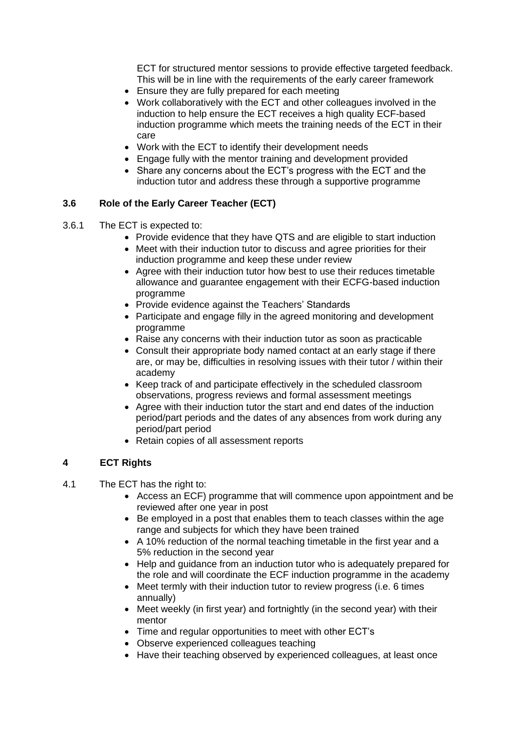ECT for structured mentor sessions to provide effective targeted feedback. This will be in line with the requirements of the early career framework

- Ensure they are fully prepared for each meeting
- Work collaboratively with the ECT and other colleagues involved in the induction to help ensure the ECT receives a high quality ECF-based induction programme which meets the training needs of the ECT in their care
- Work with the ECT to identify their development needs
- Engage fully with the mentor training and development provided
- Share any concerns about the ECT's progress with the ECT and the induction tutor and address these through a supportive programme

### 3.6 Role of the Early Career Teacher (ECT)

3.6.1 The ECT is expected to:

- Provide evidence that they have QTS and are eligible to start induction
- Meet with their induction tutor to discuss and agree priorities for their induction programme and keep these under review
- Agree with their induction tutor how best to use their reduces timetable allowance and guarantee engagement with their ECFG-based induction programme
- Provide evidence against the Teachers' Standards
- Participate and engage filly in the agreed monitoring and development programme
- Raise any concerns with their induction tutor as soon as practicable
- Consult their appropriate body named contact at an early stage if there are, or may be, difficulties in resolving issues with their tutor / within their academy
- Keep track of and participate effectively in the scheduled classroom observations, progress reviews and formal assessment meetings
- Agree with their induction tutor the start and end dates of the induction period/part periods and the dates of any absences from work during any period/part period
- Retain copies of all assessment reports

## 4 ECT Rights

4.1 The ECT has the right to:

- Access an ECF) programme that will commence upon appointment and be reviewed after one year in post
- Be employed in a post that enables them to teach classes within the age range and subjects for which they have been trained
- A 10% reduction of the normal teaching timetable in the first year and a 5% reduction in the second year
- Help and guidance from an induction tutor who is adequately prepared for the role and will coordinate the ECF induction programme in the academy
- Meet termly with their induction tutor to review progress (i.e. 6 times annually)
- Meet weekly (in first year) and fortnightly (in the second year) with their mentor
- Time and regular opportunities to meet with other ECT's
- Observe experienced colleagues teaching
- Have their teaching observed by experienced colleagues, at least once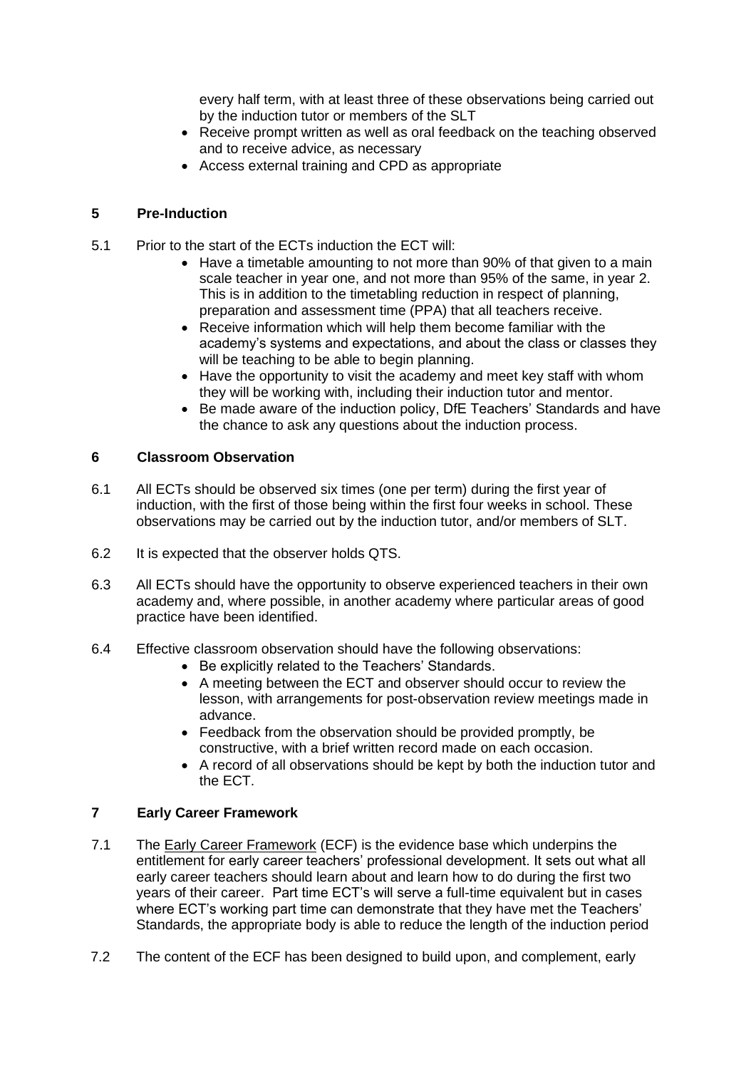every half term, with at least three of these observations being carried out by the induction tutor or members of the SLT

- Receive prompt written as well as oral feedback on the teaching observed and to receive advice, as necessary
- Access external training and CPD as appropriate

## 5 Pre-Induction

5.1 Prior to the start of the ECTs induction the ECT will:

- Have a timetable amounting to not more than 90% of that given to a main scale teacher in year one, and not more than 95% of the same, in year 2. This is in addition to the timetabling reduction in respect of planning, preparation and assessment time (PPA) that all teachers receive.
- Receive information which will help them become familiar with the academy's systems and expectations, and about the class or classes they will be teaching to be able to begin planning.
- Have the opportunity to visit the academy and meet key staff with whom they will be working with, including their induction tutor and mentor.
- Be made aware of the induction policy, DfE Teachers' Standards and have the chance to ask any questions about the induction process.

## 6 Classroom Observation

6.1 All ECTs should be observed six times (one per term) during the first year of induction, with the first of those being within the first four weeks in school. These observations may be carried out by the induction tutor, and/or members of SLT.

6.2 It is expected that the observer holds QTS.

6.3 All ECTs should have the opportunity to observe experienced teachers in their own academy and, where possible, in another academy where particular areas of good practice have been identified.

6.4 Effective classroom observation should have the following observations:

- Be explicitly related to the Teachers' Standards.
- A meeting between the ECT and observer should occur to review the lesson, with arrangements for post-observation review meetings made in advance.
- Feedback from the observation should be provided promptly, be constructive, with a brief written record made on each occasion.
- A record of all observations should be kept by both the induction tutor and the ECT.

## 7 Early Career Framework

7.1 The Early Career Framework (ECF) is the evidence base which underpins the entitlement for early career teachers' professional development. It sets out what all early career teachers should learn about and learn how to do during the first two years of their career. Part time ECT's will serve a full-time equivalent but in cases where ECT's working part time can demonstrate that they have met the Teachers' Standards, the appropriate body is able to reduce the length of the induction period

7.2 The content of the ECF has been designed to build upon, and complement, early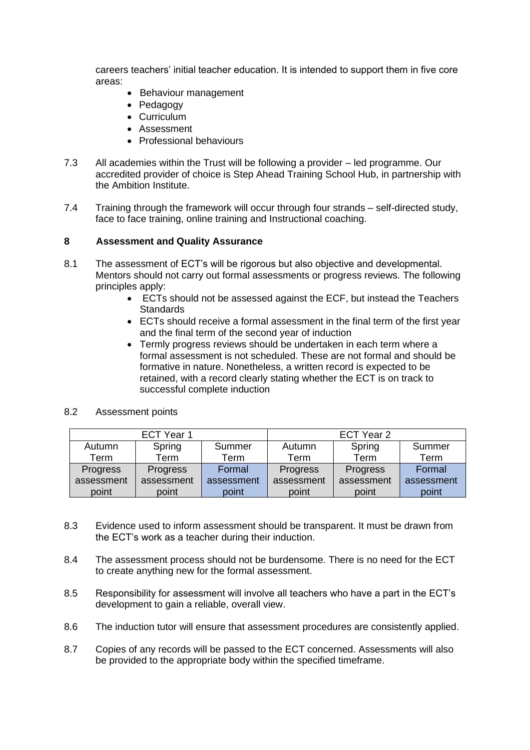careers teachers' initial teacher education. It is intended to support them in five core areas:

- Behaviour management
- Pedagogy
- Curriculum
- Assessment
- Professional behaviours

7.3 All academies within the Trust will be following a provider – led programme. Our accredited provider of choice is Step Ahead Training School Hub, in partnership with the Ambition Institute.

7.4 Training through the framework will occur through four strands – self-directed study, face to face training, online training and Instructional coaching.

## 8 Assessment and Quality Assurance

8.1 The assessment of ECT's will be rigorous but also objective and developmental. Mentors should not carry out formal assessments or progress reviews. The following principles apply:

- ECTs should not be assessed against the ECF, but instead the Teachers Standards
- ECTs should receive a formal assessment in the final term of the first year and the final term of the second year of induction
- Termly progress reviews should be undertaken in each term where a formal assessment is not scheduled. These are not formal and should be formative in nature. Nonetheless, a written record is expected to be retained, with a record clearly stating whether the ECT is on track to successful complete induction

8.2 Assessment points

| ECT Year 1 | | | ECT Year 2 | | |
|---|---|---|---|---|---|
| Autumn Term | Spring Term | Summer Term | Autumn Term | Spring Term | Summer Term |
| Progress assessment point | Progress assessment point | Formal assessment point | Progress assessment point | Progress assessment point | Formal assessment point |

8.3 Evidence used to inform assessment should be transparent. It must be drawn from the ECT's work as a teacher during their induction.

8.4 The assessment process should not be burdensome. There is no need for the ECT to create anything new for the formal assessment.

8.5 Responsibility for assessment will involve all teachers who have a part in the ECT's development to gain a reliable, overall view.

8.6 The induction tutor will ensure that assessment procedures are consistently applied.

8.7 Copies of any records will be passed to the ECT concerned. Assessments will also be provided to the appropriate body within the specified timeframe.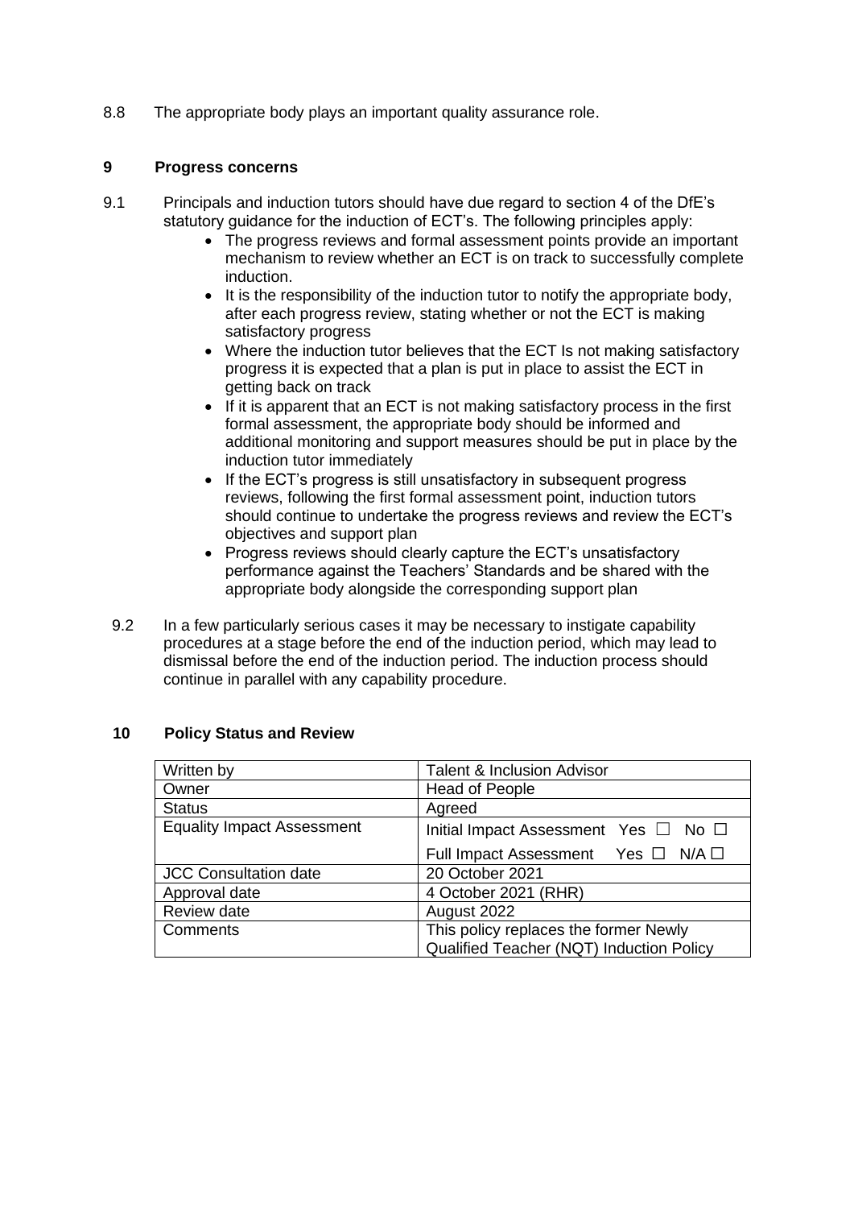8.8 The appropriate body plays an important quality assurance role.

## 9 Progress concerns

9.1 Principals and induction tutors should have due regard to section 4 of the DfE's statutory guidance for the induction of ECT's. The following principles apply:

- The progress reviews and formal assessment points provide an important mechanism to review whether an ECT is on track to successfully complete induction.
- It is the responsibility of the induction tutor to notify the appropriate body, after each progress review, stating whether or not the ECT is making satisfactory progress
- Where the induction tutor believes that the ECT Is not making satisfactory progress it is expected that a plan is put in place to assist the ECT in getting back on track
- If it is apparent that an ECT is not making satisfactory process in the first formal assessment, the appropriate body should be informed and additional monitoring and support measures should be put in place by the induction tutor immediately
- If the ECT's progress is still unsatisfactory in subsequent progress reviews, following the first formal assessment point, induction tutors should continue to undertake the progress reviews and review the ECT's objectives and support plan
- Progress reviews should clearly capture the ECT's unsatisfactory performance against the Teachers' Standards and be shared with the appropriate body alongside the corresponding support plan

9.2 In a few particularly serious cases it may be necessary to instigate capability procedures at a stage before the end of the induction period, which may lead to dismissal before the end of the induction period. The induction process should continue in parallel with any capability procedure.

## 10 Policy Status and Review

| | |
|---|---|
| Written by | Talent & Inclusion Advisor |
| Owner | Head of People |
| Status | Agreed |
| Equality Impact Assessment | Initial Impact Assessment Yes ☐ No ☐<br>Full Impact Assessment Yes ☐ N/A ☐ |
| JCC Consultation date | 20 October 2021 |
| Approval date | 4 October 2021 (RHR) |
| Review date | August 2022 |
| Comments | This policy replaces the former Newly Qualified Teacher (NQT) Induction Policy |